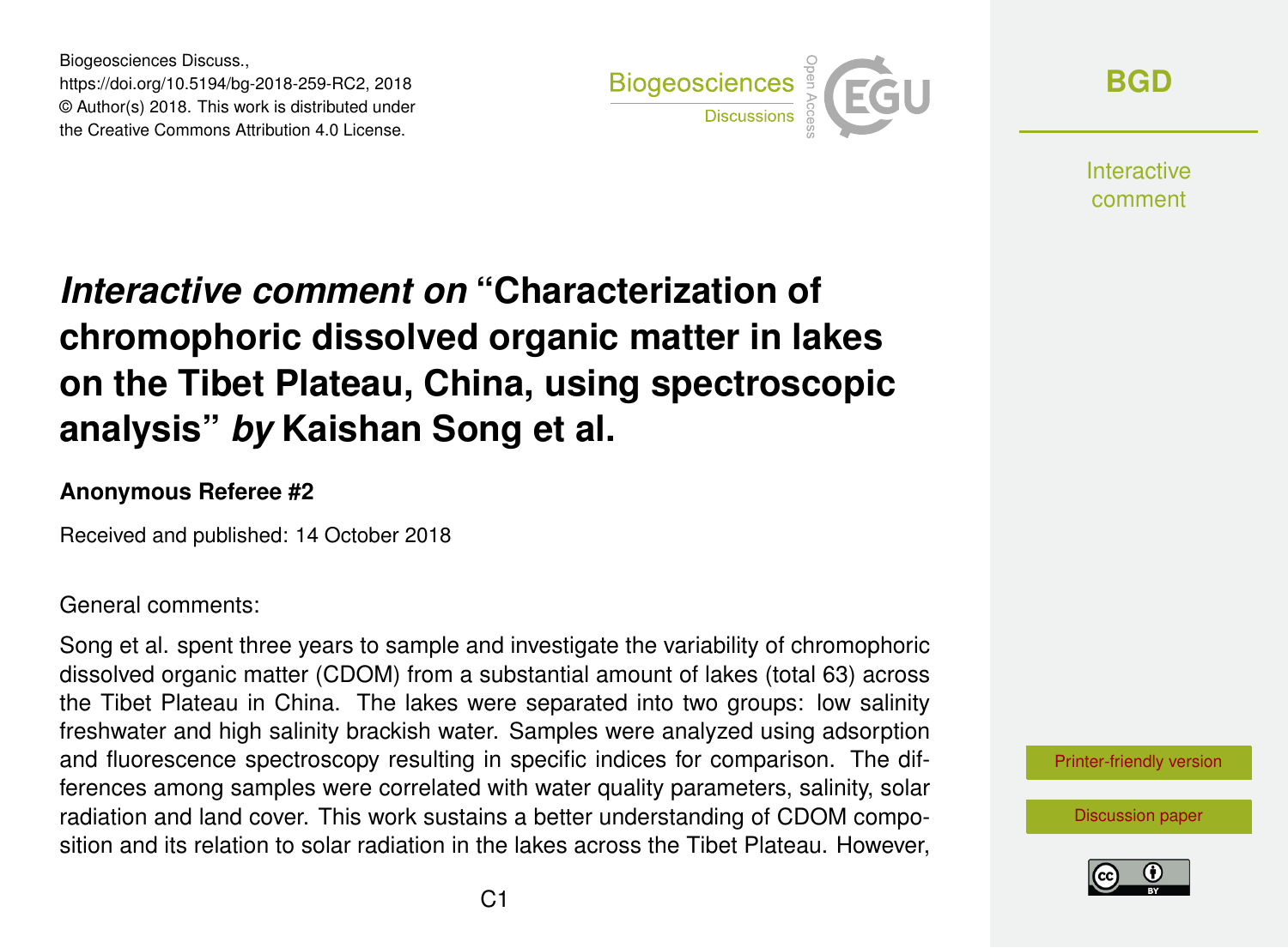Biogeosciences Discuss.,
https://doi.org/10.5194/bg-2018-259-RC2, 2018
© Author(s) 2018. This work is distributed under the Creative Commons Attribution 4.0 License.

# *Interactive comment on* "Characterization of chromophoric dissolved organic matter in lakes on the Tibet Plateau, China, using spectroscopic analysis" *by* Kaishan Song et al.

### Anonymous Referee #2

Received and published: 14 October 2018

General comments:

Song et al. spent three years to sample and investigate the variability of chromophoric dissolved organic matter (CDOM) from a substantial amount of lakes (total 63) across the Tibet Plateau in China. The lakes were separated into two groups: low salinity freshwater and high salinity brackish water. Samples were analyzed using adsorption and fluorescence spectroscopy resulting in specific indices for comparison. The differences among samples were correlated with water quality parameters, salinity, solar radiation and land cover. This work sustains a better understanding of CDOM composition and its relation to solar radiation in the lakes across the Tibet Plateau. However,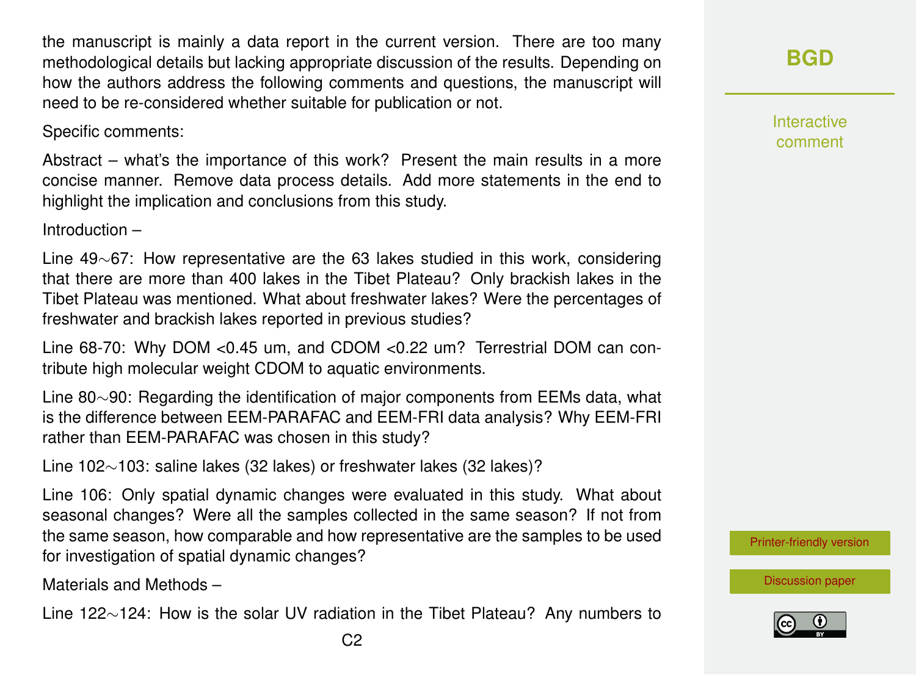the manuscript is mainly a data report in the current version. There are too many methodological details but lacking appropriate discussion of the results. Depending on how the authors address the following comments and questions, the manuscript will need to be re-considered whether suitable for publication or not.

Specific comments:

Abstract – what's the importance of this work? Present the main results in a more concise manner. Remove data process details. Add more statements in the end to highlight the implication and conclusions from this study.

Introduction –

Line 49∼67: How representative are the 63 lakes studied in this work, considering that there are more than 400 lakes in the Tibet Plateau? Only brackish lakes in the Tibet Plateau was mentioned. What about freshwater lakes? Were the percentages of freshwater and brackish lakes reported in previous studies?

Line 68-70: Why DOM <0.45 um, and CDOM <0.22 um? Terrestrial DOM can contribute high molecular weight CDOM to aquatic environments.

Line 80∼90: Regarding the identification of major components from EEMs data, what is the difference between EEM-PARAFAC and EEM-FRI data analysis? Why EEM-FRI rather than EEM-PARAFAC was chosen in this study?

Line 102∼103: saline lakes (32 lakes) or freshwater lakes (32 lakes)?

Line 106: Only spatial dynamic changes were evaluated in this study. What about seasonal changes? Were all the samples collected in the same season? If not from the same season, how comparable and how representative are the samples to be used for investigation of spatial dynamic changes?

Materials and Methods –

Line 122∼124: How is the solar UV radiation in the Tibet Plateau? Any numbers to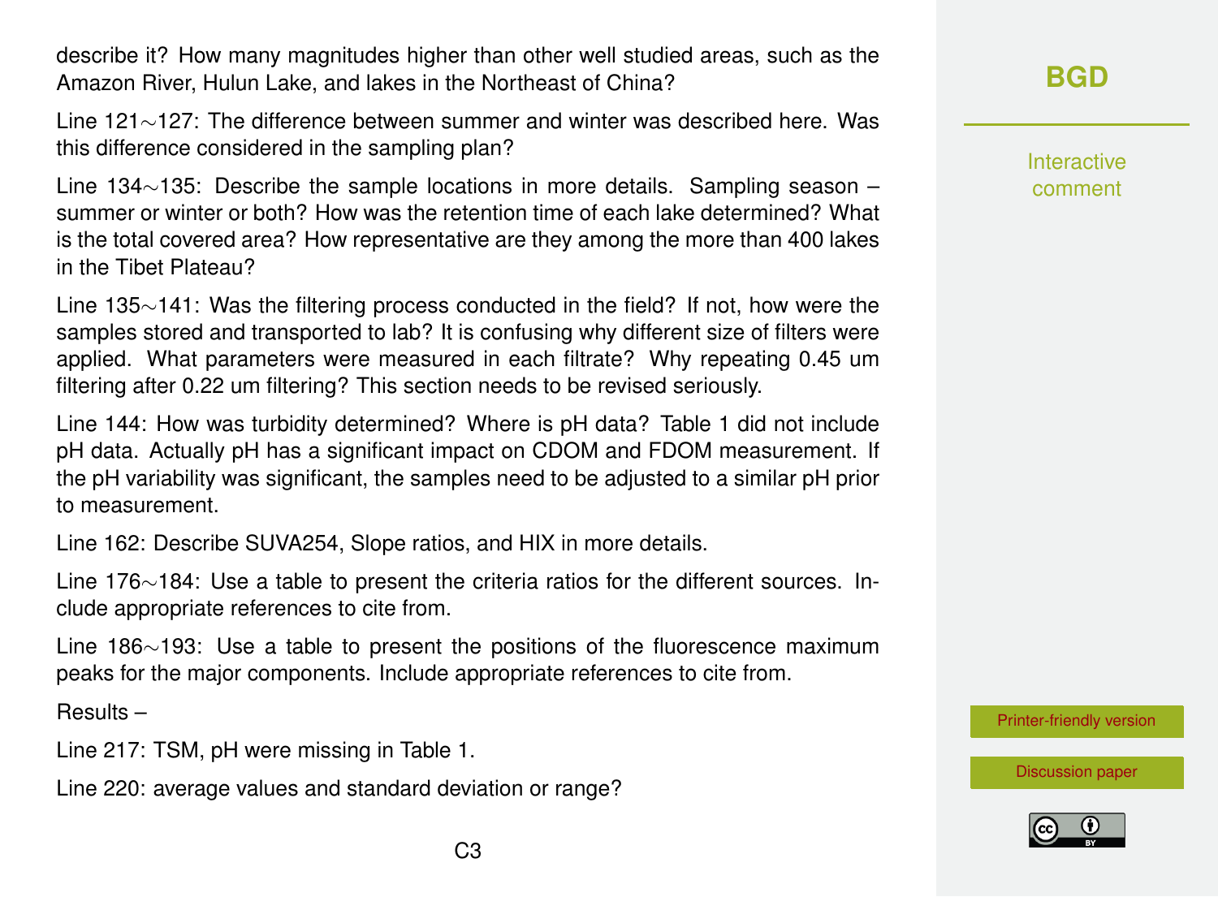describe it? How many magnitudes higher than other well studied areas, such as the Amazon River, Hulun Lake, and lakes in the Northeast of China?

Line 121∼127: The difference between summer and winter was described here. Was this difference considered in the sampling plan?

Line 134∼135: Describe the sample locations in more details. Sampling season – summer or winter or both? How was the retention time of each lake determined? What is the total covered area? How representative are they among the more than 400 lakes in the Tibet Plateau?

Line 135∼141: Was the filtering process conducted in the field? If not, how were the samples stored and transported to lab? It is confusing why different size of filters were applied. What parameters were measured in each filtrate? Why repeating 0.45 um filtering after 0.22 um filtering? This section needs to be revised seriously.

Line 144: How was turbidity determined? Where is pH data? Table 1 did not include pH data. Actually pH has a significant impact on CDOM and FDOM measurement. If the pH variability was significant, the samples need to be adjusted to a similar pH prior to measurement.

Line 162: Describe SUVA254, Slope ratios, and HIX in more details.

Line 176∼184: Use a table to present the criteria ratios for the different sources. Include appropriate references to cite from.

Line 186∼193: Use a table to present the positions of the fluorescence maximum peaks for the major components. Include appropriate references to cite from.

Results –

Line 217: TSM, pH were missing in Table 1.

Line 220: average values and standard deviation or range?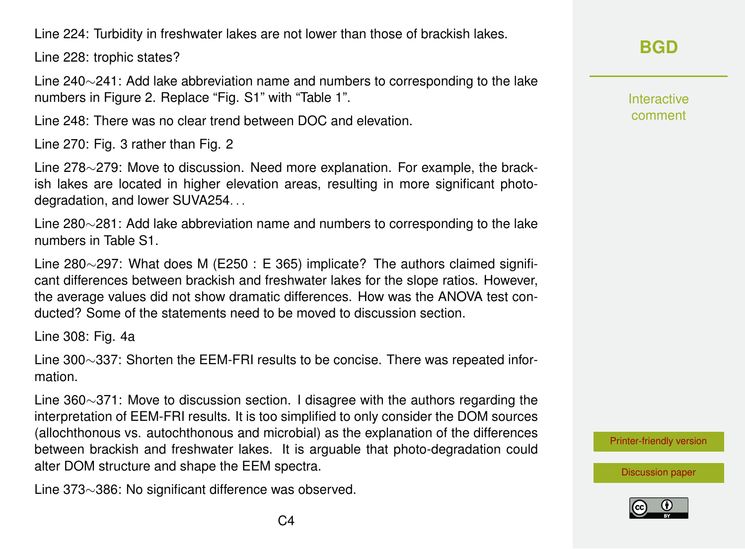Line 224: Turbidity in freshwater lakes are not lower than those of brackish lakes.

Line 228: trophic states?

Line 240∼241: Add lake abbreviation name and numbers to corresponding to the lake numbers in Figure 2. Replace "Fig. S1" with "Table 1".

Line 248: There was no clear trend between DOC and elevation.

Line 270: Fig. 3 rather than Fig. 2

Line 278∼279: Move to discussion. Need more explanation. For example, the brackish lakes are located in higher elevation areas, resulting in more significant photo-degradation, and lower $SUVA_{254}$. . .

Line 280∼281: Add lake abbreviation name and numbers to corresponding to the lake numbers in Table S1.

Line 280∼297: What does M (E250 : E 365) implicate? The authors claimed significant differences between brackish and freshwater lakes for the slope ratios. However, the average values did not show dramatic differences. How was the ANOVA test conducted? Some of the statements need to be moved to discussion section.

Line 308: Fig. 4a

Line 300∼337: Shorten the EEM-FRI results to be concise. There was repeated information.

Line 360∼371: Move to discussion section. I disagree with the authors regarding the interpretation of EEM-FRI results. It is too simplified to only consider the DOM sources (allochthonous vs. autochthonous and microbial) as the explanation of the differences between brackish and freshwater lakes. It is arguable that photo-degradation could alter DOM structure and shape the EEM spectra.

Line 373∼386: No significant difference was observed.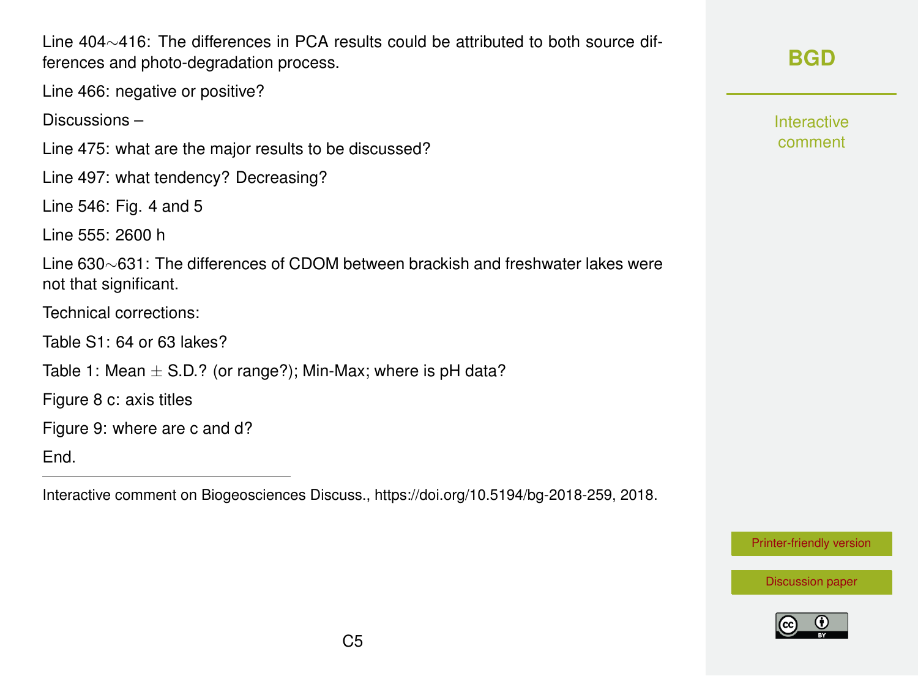Line 404∼416: The differences in PCA results could be attributed to both source differences and photo-degradation process.

Line 466: negative or positive?

Discussions –

Line 475: what are the major results to be discussed?

Line 497: what tendency? Decreasing?

Line 546: Fig. 4 and 5

Line 555: 2600 h

Line 630∼631: The differences of CDOM between brackish and freshwater lakes were not that significant.

Technical corrections:

Table S1: 64 or 63 lakes?

Table 1: Mean ± S.D.? (or range?); Min-Max; where is pH data?

Figure 8 c: axis titles

Figure 9: where are c and d?

End.

---

Interactive comment on Biogeosciences Discuss., https://doi.org/10.5194/bg-2018-259, 2018.